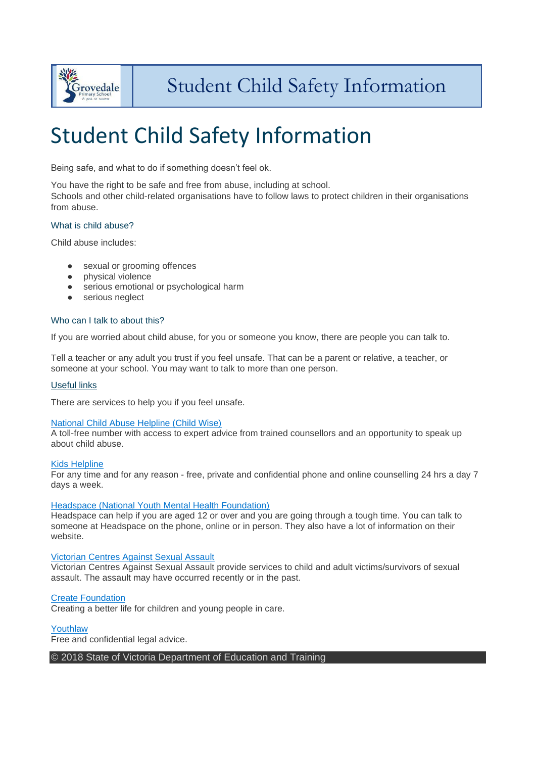# Student Child Safety Information

Being safe, and what to do if something doesn't feel ok.

You have the right to be safe and free from abuse, including at school.
Schools and other child-related organisations have to follow laws to protect children in their organisations from abuse.

### What is child abuse?

Child abuse includes:

- sexual or grooming offences
- physical violence
- serious emotional or psychological harm
- serious neglect

### Who can I talk to about this?

If you are worried about child abuse, for you or someone you know, there are people you can talk to.

Tell a teacher or any adult you trust if you feel unsafe. That can be a parent or relative, a teacher, or someone at your school. You may want to talk to more than one person.

### Useful links

There are services to help you if you feel unsafe.

**National Child Abuse Helpline (Child Wise)**
A toll-free number with access to expert advice from trained counsellors and an opportunity to speak up about child abuse.

**Kids Helpline**
For any time and for any reason - free, private and confidential phone and online counselling 24 hrs a day 7 days a week.

**Headspace (National Youth Mental Health Foundation)**
Headspace can help if you are aged 12 or over and you are going through a tough time. You can talk to someone at Headspace on the phone, online or in person. They also have a lot of information on their website.

**Victorian Centres Against Sexual Assault**
Victorian Centres Against Sexual Assault provide services to child and adult victims/survivors of sexual assault. The assault may have occurred recently or in the past.

**Create Foundation**
Creating a better life for children and young people in care.

**Youthlaw**
Free and confidential legal advice.

© 2018 State of Victoria Department of Education and Training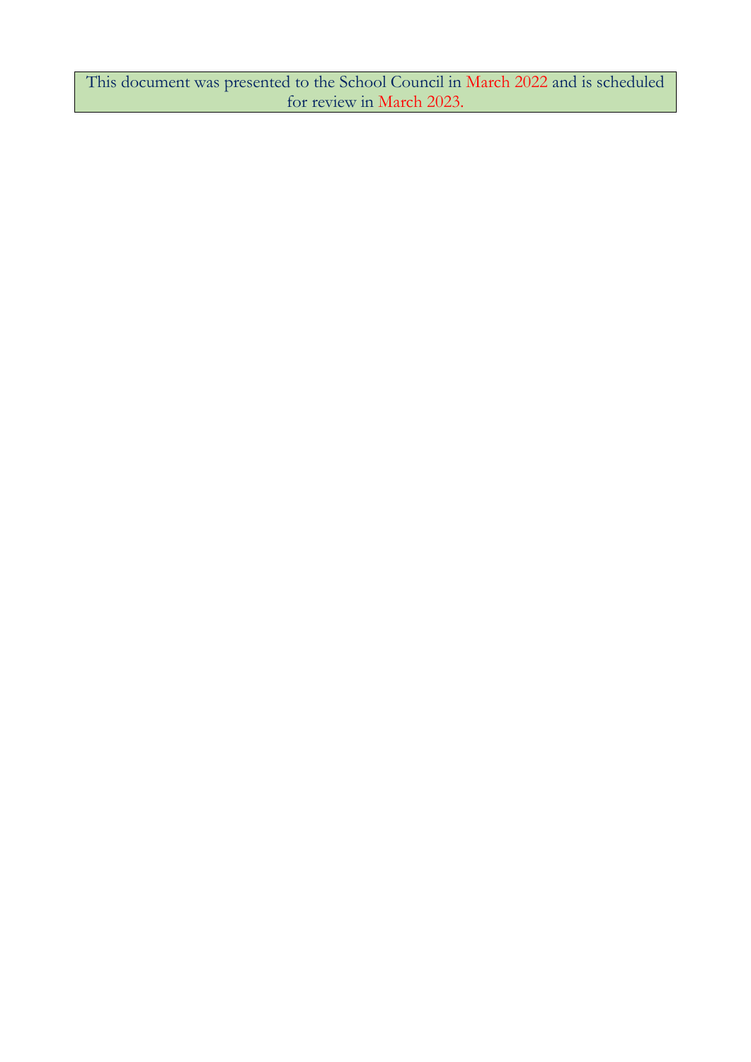This document was presented to the School Council in March 2022 and is scheduled for review in March 2023.